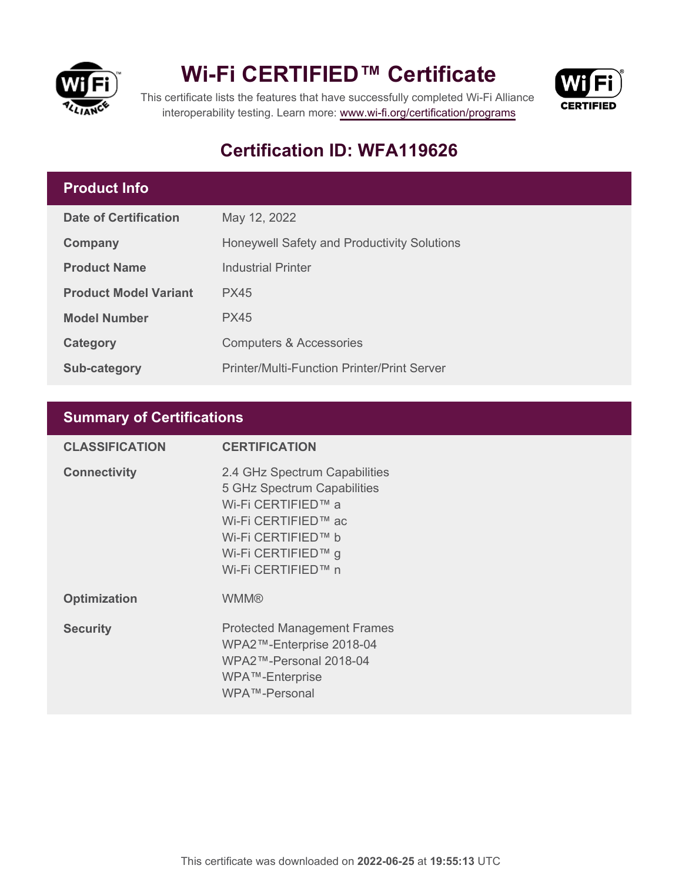# Wi-Fi CERTIFIED™ Certificate

This certificate lists the features that have successfully completed Wi-Fi Alliance interoperability testing. Learn more: www.wi-fi.org/certification/programs

## Certification ID: WFA119626

## Product Info

| | |
|---|---|
| **Date of Certification** | May 12, 2022 |
| **Company** | Honeywell Safety and Productivity Solutions |
| **Product Name** | Industrial Printer |
| **Product Model Variant** | PX45 |
| **Model Number** | PX45 |
| **Category** | Computers & Accessories |
| **Sub-category** | Printer/Multi-Function Printer/Print Server |

## Summary of Certifications

| CLASSIFICATION | CERTIFICATION |
|---|---|
| **Connectivity** | 2.4 GHz Spectrum Capabilities<br>5 GHz Spectrum Capabilities<br>Wi-Fi CERTIFIED™ a<br>Wi-Fi CERTIFIED™ ac<br>Wi-Fi CERTIFIED™ b<br>Wi-Fi CERTIFIED™ g<br>Wi-Fi CERTIFIED™ n |
| **Optimization** | WMM® |
| **Security** | Protected Management Frames<br>WPA2™-Enterprise 2018-04<br>WPA2™-Personal 2018-04<br>WPA™-Enterprise<br>WPA™-Personal |

This certificate was downloaded on **2022-06-25** at **19:55:13** UTC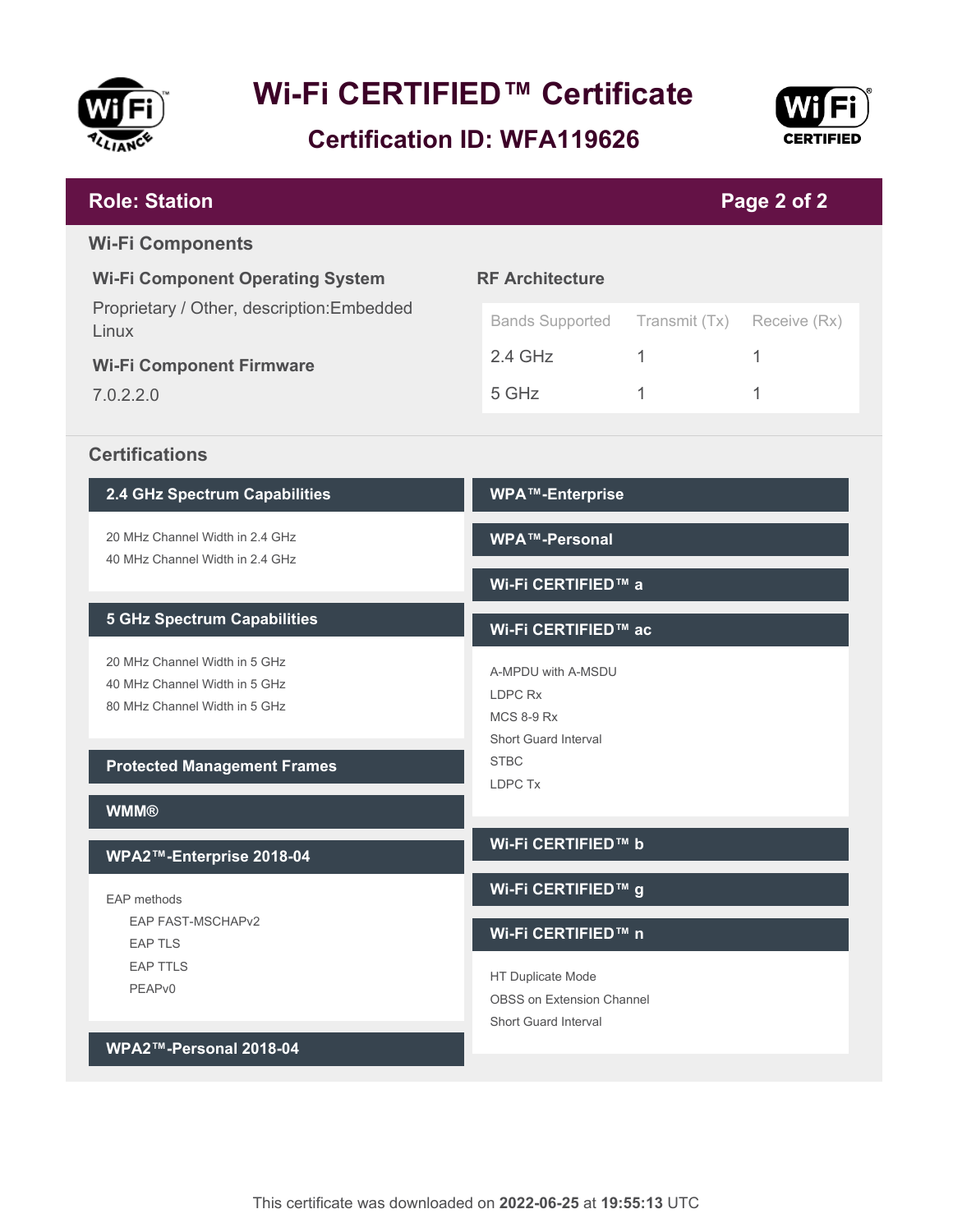# Wi-Fi CERTIFIED™ Certificate

## Certification ID: WFA119626

**Role: Station**

## Wi-Fi Components

### Wi-Fi Component Operating System

Proprietary / Other, description:Embedded Linux

### Wi-Fi Component Firmware

7.0.2.2.0

### RF Architecture

| Bands Supported | Transmit (Tx) | Receive (Rx) |
|---|---|---|
| 2.4 GHz | 1 | 1 |
| 5 GHz | 1 | 1 |

## Certifications

### 2.4 GHz Spectrum Capabilities

20 MHz Channel Width in 2.4 GHz
40 MHz Channel Width in 2.4 GHz

### 5 GHz Spectrum Capabilities

20 MHz Channel Width in 5 GHz
40 MHz Channel Width in 5 GHz
80 MHz Channel Width in 5 GHz

### Protected Management Frames

### WMM®

### WPA2™-Enterprise 2018-04

EAP methods
- EAP FAST-MSCHAPv2
- EAP TLS
- EAP TTLS
- PEAPv0

### WPA2™-Personal 2018-04

### WPA™-Enterprise

### WPA™-Personal

### Wi-Fi CERTIFIED™ a

### Wi-Fi CERTIFIED™ ac

A-MPDU with A-MSDU
LDPC Rx
MCS 8-9 Rx
Short Guard Interval
STBC
LDPC Tx

### Wi-Fi CERTIFIED™ b

### Wi-Fi CERTIFIED™ g

### Wi-Fi CERTIFIED™ n

HT Duplicate Mode
OBSS on Extension Channel
Short Guard Interval

This certificate was downloaded on **2022-06-25** at **19:55:13** UTC